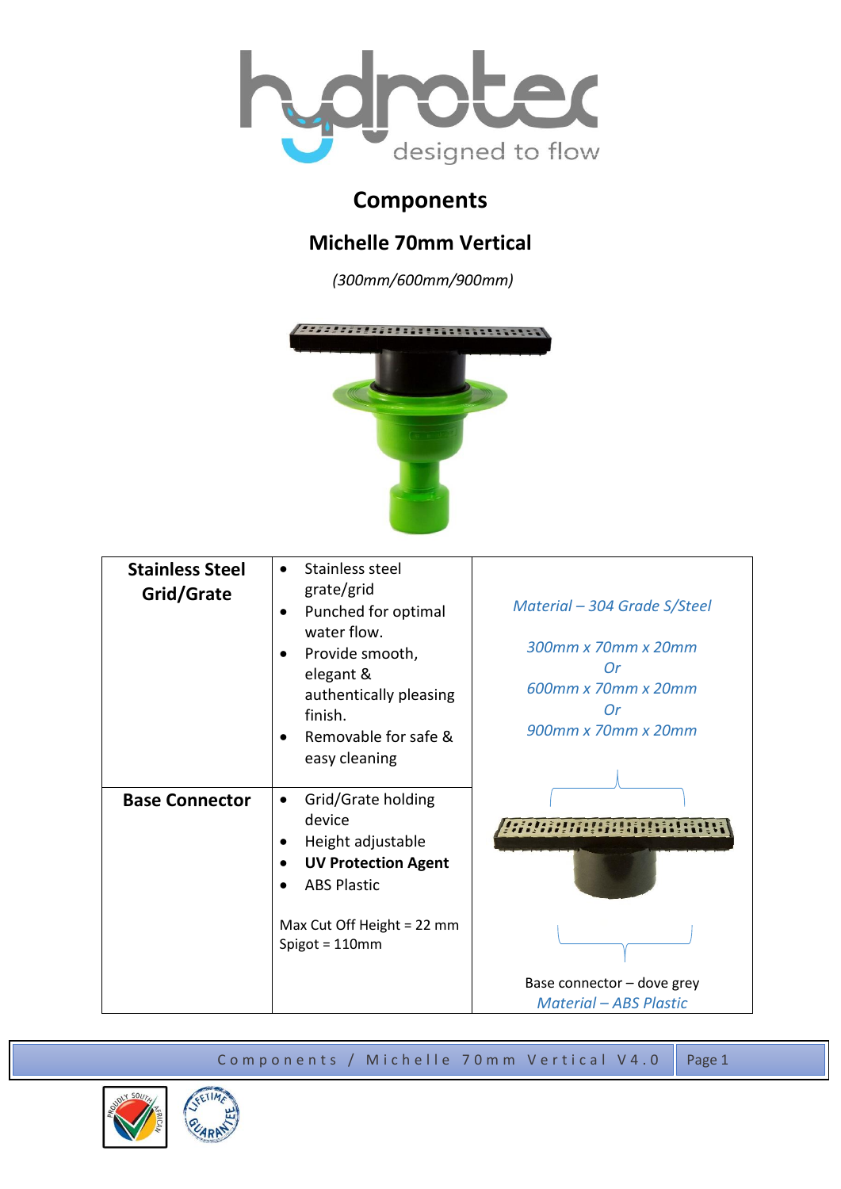# Components

## Michelle 70mm Vertical

*(300mm/600mm/900mm)*

| **Stainless Steel Grid/Grate** | • Stainless steel grate/grid<br>• Punched for optimal water flow.<br>• Provide smooth, elegant & authentically pleasing finish.<br>• Removable for safe & easy cleaning | *Material – 304 Grade S/Steel*<br><br>*300mm x 70mm x 20mm*<br>*Or*<br>*600mm x 70mm x 20mm*<br>*Or*<br>*900mm x 70mm x 20mm* |
|---|---|---|
| **Base Connector** | • Grid/Grate holding device<br>• Height adjustable<br>• **UV Protection Agent**<br>• ABS Plastic<br><br>Max Cut Off Height = 22 mm<br>Spigot = 110mm | Base connector – dove grey<br>*Material – ABS Plastic* |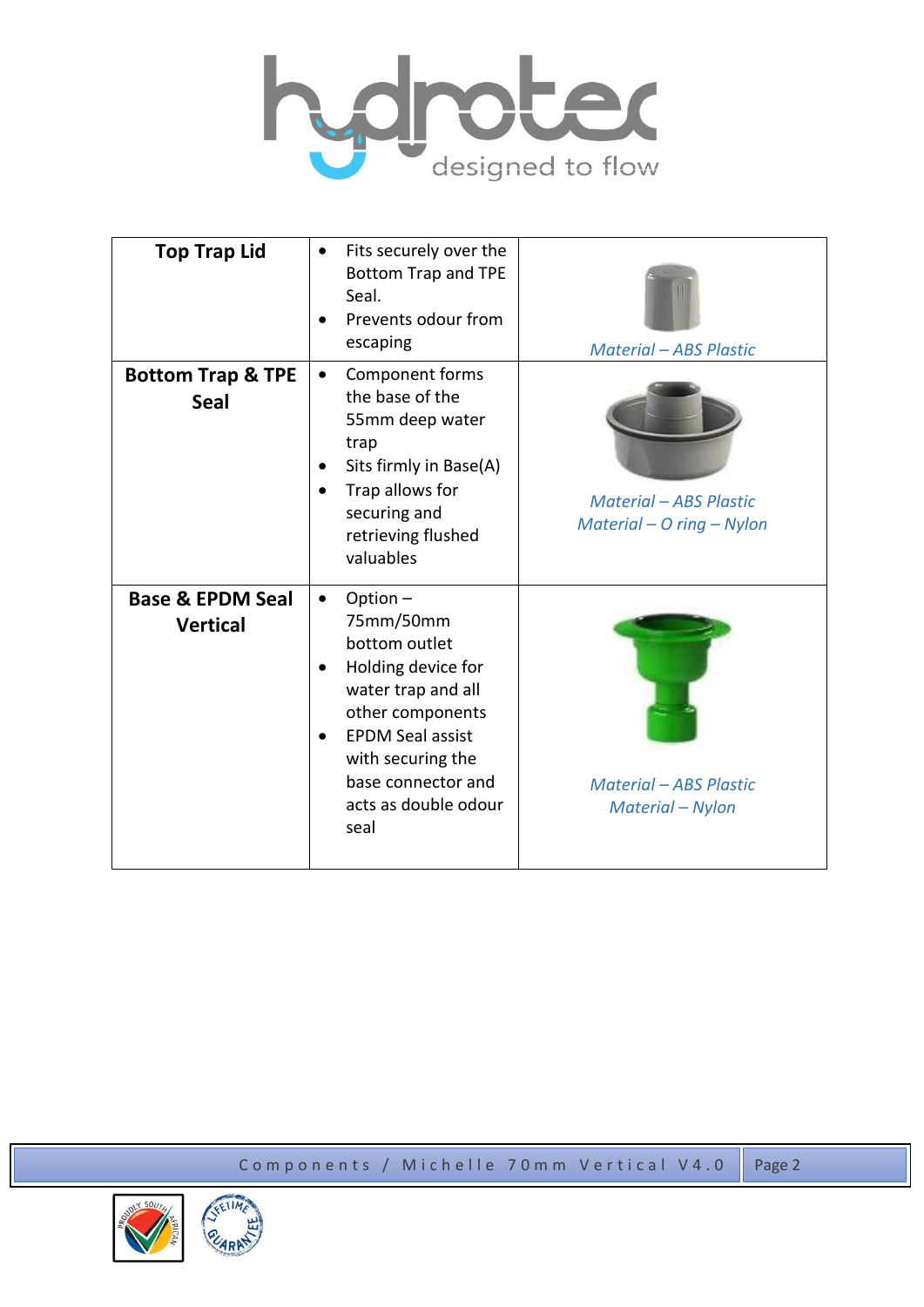| | | |
|---|---|---|
| **Top Trap Lid** | • Fits securely over the Bottom Trap and TPE Seal.<br>• Prevents odour from escaping | *Material – ABS Plastic* |
| **Bottom Trap & TPE Seal** | • Component forms the base of the 55mm deep water trap<br>• Sits firmly in Base(A)<br>• Trap allows for securing and retrieving flushed valuables | *Material – ABS Plastic*<br>*Material – O ring – Nylon* |
| **Base & EPDM Seal Vertical** | • Option – 75mm/50mm bottom outlet<br>• Holding device for water trap and all other components<br>• EPDM Seal assist with securing the base connector and acts as double odour seal | *Material – ABS Plastic*<br>*Material – Nylon* |